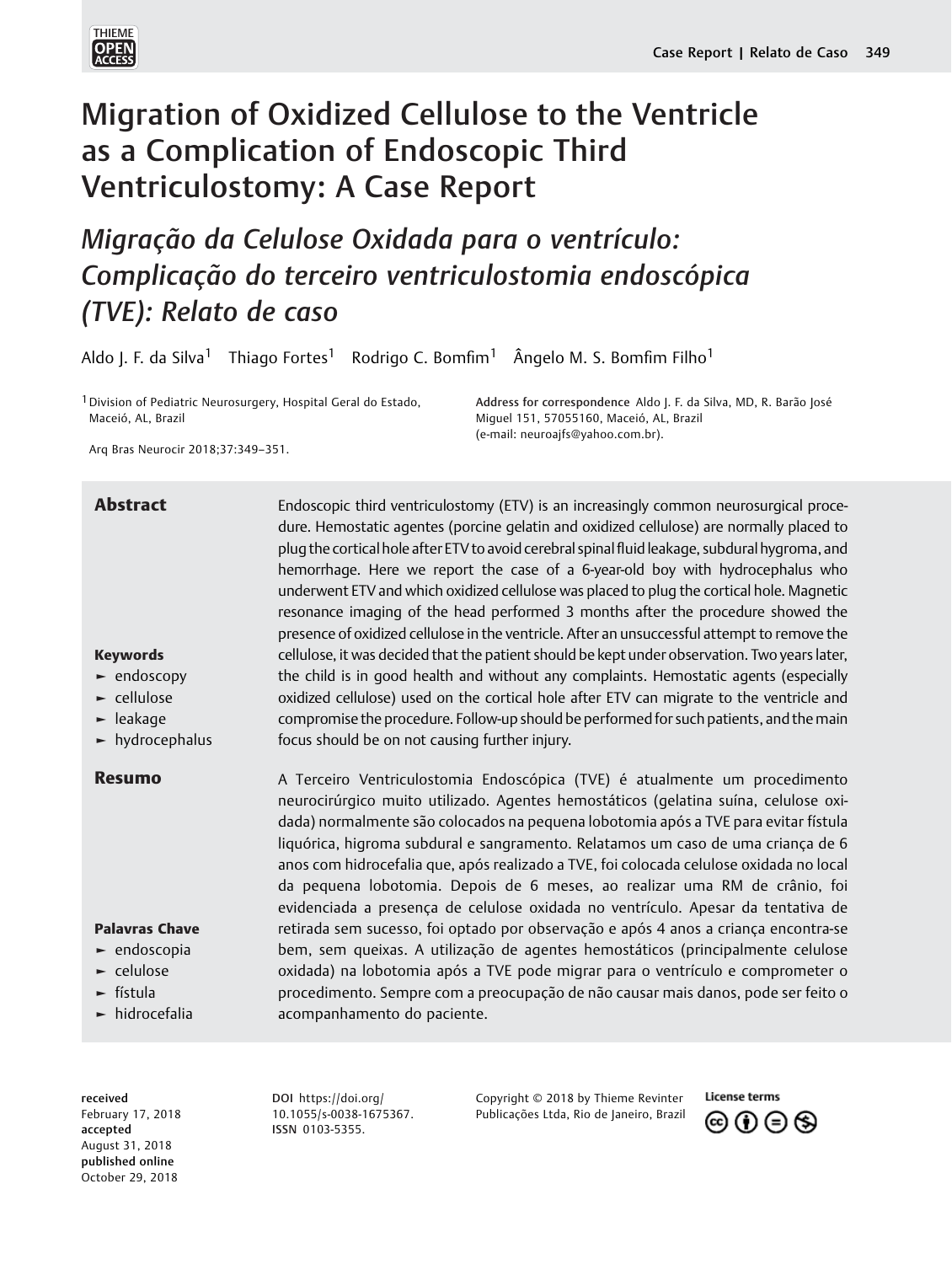# Migration of Oxidized Cellulose to the Ventricle as a Complication of Endoscopic Third Ventriculostomy: A Case Report

## *Migração da Celulose Oxidada para o ventrículo: Complicação do terceiro ventriculostomia endoscópica (TVE): Relato de caso*

Aldo J. F. da Silva[1] Thiago Fortes[1] Rodrigo C. Bomfim[1] Ângelo M. S. Bomfim Filho[1]

[1] Division of Pediatric Neurosurgery, Hospital Geral do Estado, Maceió, AL, Brazil

Address for correspondence Aldo J. F. da Silva, MD, R. Barão José Miguel 151, 57055160, Maceió, AL, Brazil (e-mail: neuroajfs@yahoo.com.br).

Arq Bras Neurocir 2018;37:349–351.

### Abstract

Endoscopic third ventriculostomy (ETV) is an increasingly common neurosurgical procedure. Hemostatic agentes (porcine gelatin and oxidized cellulose) are normally placed to plug the cortical hole after ETV to avoid cerebral spinal fluid leakage, subdural hygroma, and hemorrhage. Here we report the case of a 6-year-old boy with hydrocephalus who underwent ETV and which oxidized cellulose was placed to plug the cortical hole. Magnetic resonance imaging of the head performed 3 months after the procedure showed the presence of oxidized cellulose in the ventricle. After an unsuccessful attempt to remove the cellulose, it was decided that the patient should be kept under observation. Two years later, the child is in good health and without any complaints. Hemostatic agents (especially oxidized cellulose) used on the cortical hole after ETV can migrate to the ventricle and compromise the procedure. Follow-up should be performed for such patients, and the main focus should be on not causing further injury.

**Keywords**

- endoscopy
- cellulose
- leakage
- hydrocephalus

### Resumo

A Terceiro Ventriculostomia Endoscópica (TVE) é atualmente um procedimento neurocirúrgico muito utilizado. Agentes hemostáticos (gelatina suína, celulose oxidada) normalmente são colocados na pequena lobotomia após a TVE para evitar fístula liquórica, higroma subdural e sangramento. Relatamos um caso de uma criança de 6 anos com hidrocefalia que, após realizado a TVE, foi colocada celulose oxidada no local da pequena lobotomia. Depois de 6 meses, ao realizar uma RM de crânio, foi evidenciada a presença de celulose oxidada no ventrículo. Apesar da tentativa de retirada sem sucesso, foi optado por observação e após 4 anos a criança encontra-se bem, sem queixas. A utilização de agentes hemostáticos (principalmente celulose oxidada) na lobotomia após a TVE pode migrar para o ventrículo e comprometer o procedimento. Sempre com a preocupação de não causar mais danos, pode ser feito o acompanhamento do paciente.

**Palavras Chave**

- endoscopia
- celulose
- fístula
- hidrocefalia

received February 17, 2018
accepted August 31, 2018
published online October 29, 2018

DOI https://doi.org/10.1055/s-0038-1675367.
ISSN 0103-5355.

Copyright © 2018 by Thieme Revinter Publicações Ltda, Rio de Janeiro, Brazil

License terms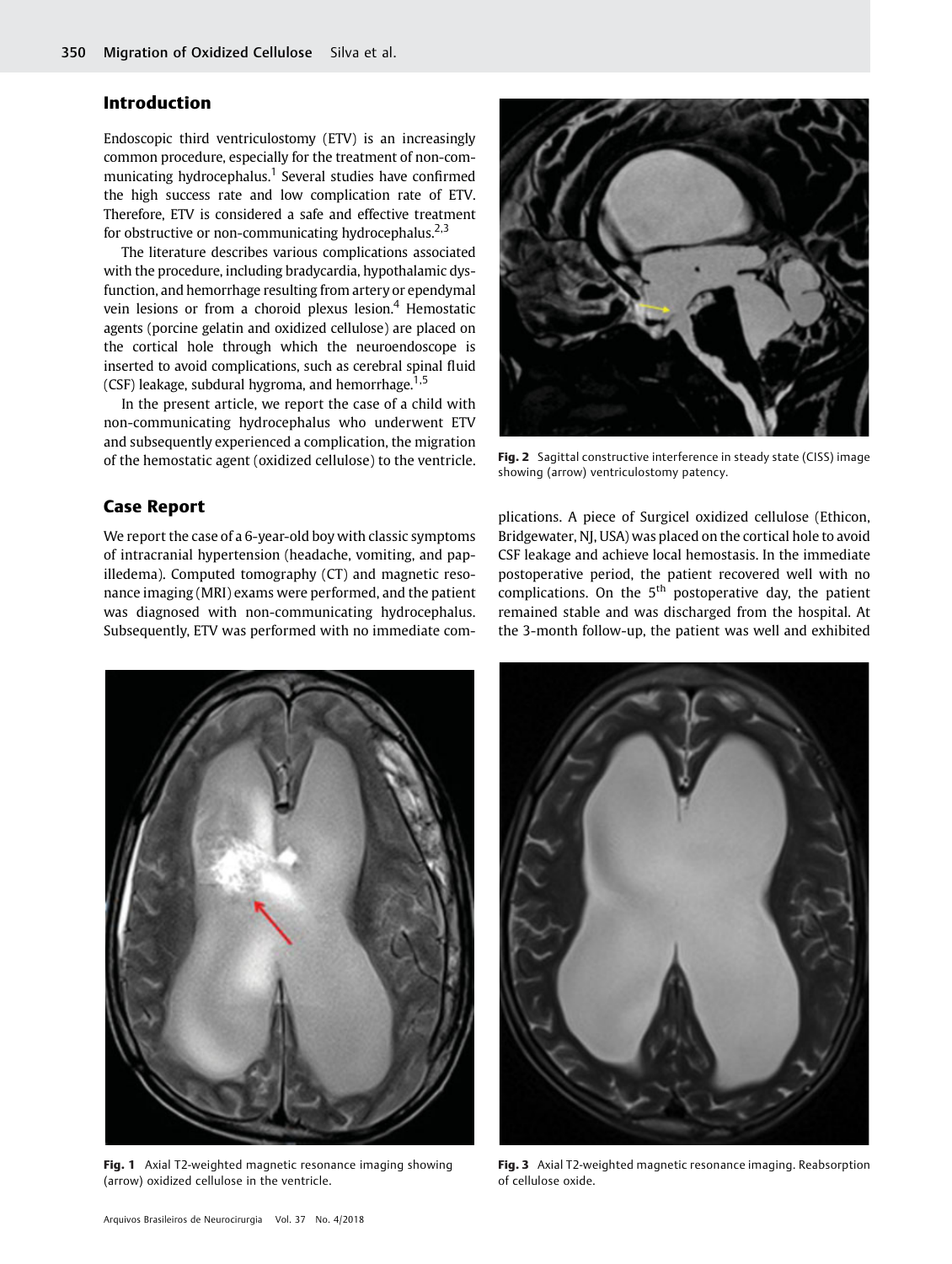## Introduction

Endoscopic third ventriculostomy (ETV) is an increasingly common procedure, especially for the treatment of non-communicating hydrocephalus.[1] Several studies have confirmed the high success rate and low complication rate of ETV. Therefore, ETV is considered a safe and effective treatment for obstructive or non-communicating hydrocephalus.[2,3]

The literature describes various complications associated with the procedure, including bradycardia, hypothalamic dysfunction, and hemorrhage resulting from artery or ependymal vein lesions or from a choroid plexus lesion.[4] Hemostatic agents (porcine gelatin and oxidized cellulose) are placed on the cortical hole through which the neuroendoscope is inserted to avoid complications, such as cerebral spinal fluid (CSF) leakage, subdural hygroma, and hemorrhage.[1,5]

In the present article, we report the case of a child with non-communicating hydrocephalus who underwent ETV and subsequently experienced a complication, the migration of the hemostatic agent (oxidized cellulose) to the ventricle.

## Case Report

We report the case of a 6-year-old boy with classic symptoms of intracranial hypertension (headache, vomiting, and papilledema). Computed tomography (CT) and magnetic resonance imaging (MRI) exams were performed, and the patient was diagnosed with non-communicating hydrocephalus. Subsequently, ETV was performed with no immediate complications. A piece of Surgicel oxidized cellulose (Ethicon, Bridgewater, NJ, USA) was placed on the cortical hole to avoid CSF leakage and achieve local hemostasis. In the immediate postoperative period, the patient recovered well with no complications. On the 5th postoperative day, the patient remained stable and was discharged from the hospital. At the 3-month follow-up, the patient was well and exhibited

**Fig. 2** Sagittal constructive interference in steady state (CISS) image showing (arrow) ventriculostomy patency.

**Fig. 1** Axial T2-weighted magnetic resonance imaging showing (arrow) oxidized cellulose in the ventricle.

**Fig. 3** Axial T2-weighted magnetic resonance imaging. Reabsorption of cellulose oxide.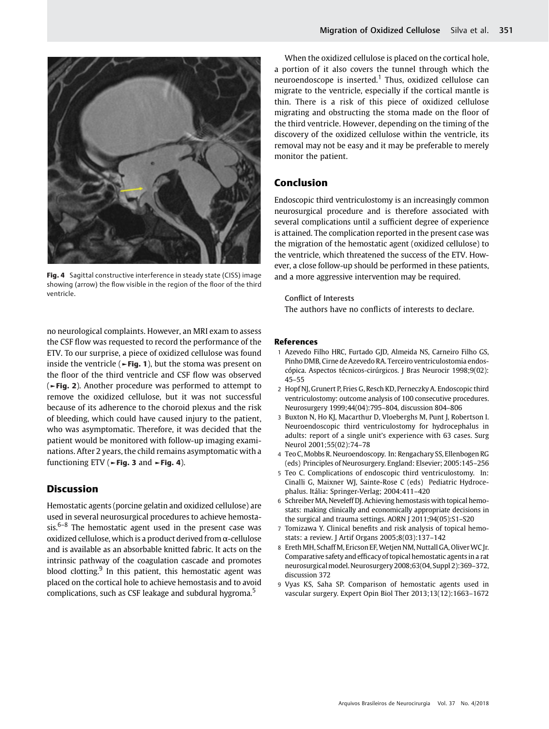Fig. 4 Sagittal constructive interference in steady state (CISS) image showing (arrow) the flow visible in the region of the floor of the third ventricle.

no neurological complaints. However, an MRI exam to assess the CSF flow was requested to record the performance of the ETV. To our surprise, a piece of oxidized cellulose was found inside the ventricle (►Fig. 1), but the stoma was present on the floor of the third ventricle and CSF flow was observed (►Fig. 2). Another procedure was performed to attempt to remove the oxidized cellulose, but it was not successful because of its adherence to the choroid plexus and the risk of bleeding, which could have caused injury to the patient, who was asymptomatic. Therefore, it was decided that the patient would be monitored with follow-up imaging examinations. After 2 years, the child remains asymptomatic with a functioning ETV (►Fig. 3 and ►Fig. 4).

## Discussion

Hemostatic agents (porcine gelatin and oxidized cellulose) are used in several neurosurgical procedures to achieve hemostasis.[6–8] The hemostatic agent used in the present case was oxidized cellulose, which is a product derived from α-cellulose and is available as an absorbable knitted fabric. It acts on the intrinsic pathway of the coagulation cascade and promotes blood clotting.[9] In this patient, this hemostatic agent was placed on the cortical hole to achieve hemostasis and to avoid complications, such as CSF leakage and subdural hygroma.[5]

When the oxidized cellulose is placed on the cortical hole, a portion of it also covers the tunnel through which the neuroendoscope is inserted.[1] Thus, oxidized cellulose can migrate to the ventricle, especially if the cortical mantle is thin. There is a risk of this piece of oxidized cellulose migrating and obstructing the stoma made on the floor of the third ventricle. However, depending on the timing of the discovery of the oxidized cellulose within the ventricle, its removal may not be easy and it may be preferable to merely monitor the patient.

## Conclusion

Endoscopic third ventriculostomy is an increasingly common neurosurgical procedure and is therefore associated with several complications until a sufficient degree of experience is attained. The complication reported in the present case was the migration of the hemostatic agent (oxidized cellulose) to the ventricle, which threatened the success of the ETV. However, a close follow-up should be performed in these patients, and a more aggressive intervention may be required.

**Conflict of Interests**

The authors have no conflicts of interests to declare.

### References

1. Azevedo Filho HRC, Furtado GJD, Almeida NS, Carneiro Filho GS, Pinho DMB, Cirne de Azevedo RA. Terceiro ventriculostomia endoscópica. Aspectos técnicos-cirúrgicos. J Bras Neurocir 1998;9(02):45–55
2. Hopf NJ, Grunert P, Fries G, Resch KD, Perneczky A. Endoscopic third ventriculostomy: outcome analysis of 100 consecutive procedures. Neurosurgery 1999;44(04):795–804, discussion 804–806
3. Buxton N, Ho KJ, Macarthur D, Vloeberghs M, Punt J, Robertson I. Neuroendoscopic third ventriculostomy for hydrocephalus in adults: report of a single unit's experience with 63 cases. Surg Neurol 2001;55(02):74–78
4. Teo C, Mobbs R. Neuroendoscopy. In: Rengachary SS, Ellenbogen RG (eds) Principles of Neurosurgery. England: Elsevier; 2005:145–256
5. Teo C. Complications of endoscopic third ventriculostomy. In: Cinalli G, Maixner WJ, Sainte-Rose C (eds) Pediatric Hydrocephalus. Itália: Springer-Verlag; 2004:411–420
6. Schreiber MA, Neveleff DJ. Achieving hemostasis with topical hemostats: making clinically and economically appropriate decisions in the surgical and trauma settings. AORN J 2011;94(05):S1–S20
7. Tomizawa Y. Clinical benefits and risk analysis of topical hemostats: a review. J Artif Organs 2005;8(03):137–142
8. Ereth MH, Schaff M, Ericson EF, Wetjen NM, Nuttall GA, Oliver WC Jr. Comparative safety and efficacy of topical hemostatic agents in a rat neurosurgical model. Neurosurgery 2008;63(04, Suppl 2):369–372, discussion 372
9. Vyas KS, Saha SP. Comparison of hemostatic agents used in vascular surgery. Expert Opin Biol Ther 2013;13(12):1663–1672